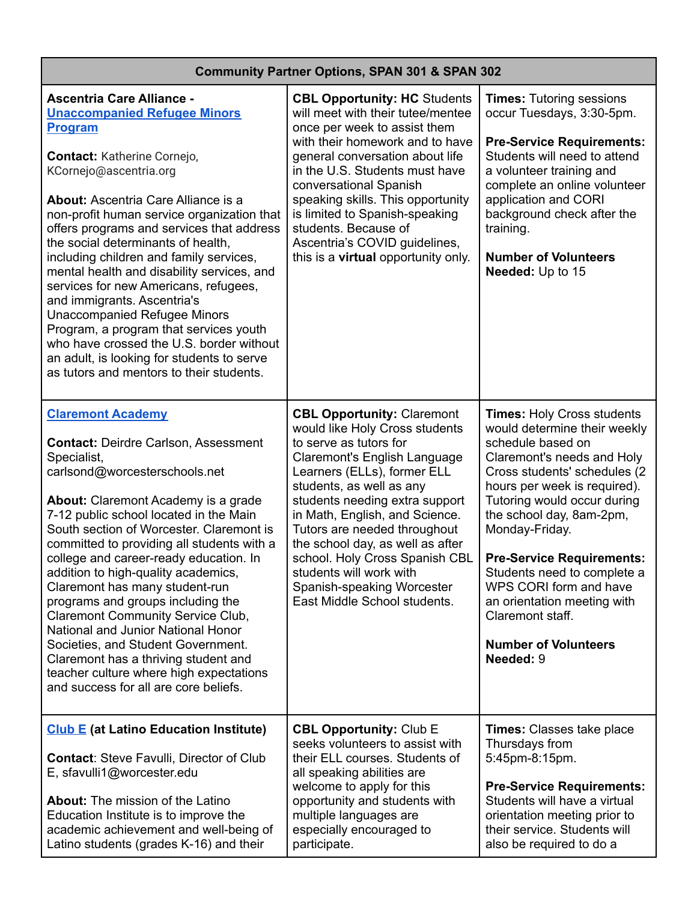| Community Partner Options, SPAN 301 & SPAN 302 | | |
|---|---|---|
| **Ascentria Care Alliance - Unaccompanied Refugee Minors Program**<br><br>**Contact:** Katherine Cornejo, KCornejo@ascentria.org<br><br>**About:** Ascentria Care Alliance is a non-profit human service organization that offers programs and services that address the social determinants of health, including children and family services, mental health and disability services, and services for new Americans, refugees, and immigrants. Ascentria's Unaccompanied Refugee Minors Program, a program that services youth who have crossed the U.S. border without an adult, is looking for students to serve as tutors and mentors to their students. | **CBL Opportunity: HC** Students will meet with their tutee/mentee once per week to assist them with their homework and to have general conversation about life in the U.S. Students must have conversational Spanish speaking skills. This opportunity is limited to Spanish-speaking students. Because of Ascentria's COVID guidelines, this is a **virtual** opportunity only. | **Times:** Tutoring sessions occur Tuesdays, 3:30-5pm.<br><br>**Pre-Service Requirements:** Students will need to attend a volunteer training and complete an online volunteer application and CORI background check after the training.<br><br>**Number of Volunteers Needed:** Up to 15 |
| **Claremont Academy**<br><br>**Contact:** Deirdre Carlson, Assessment Specialist, carlsond@worcesterschools.net<br><br>**About:** Claremont Academy is a grade 7-12 public school located in the Main South section of Worcester. Claremont is committed to providing all students with a college and career-ready education. In addition to high-quality academics, Claremont has many student-run programs and groups including the Claremont Community Service Club, National and Junior National Honor Societies, and Student Government. Claremont has a thriving student and teacher culture where high expectations and success for all are core beliefs. | **CBL Opportunity:** Claremont would like Holy Cross students to serve as tutors for Claremont's English Language Learners (ELLs), former ELL students, as well as any students needing extra support in Math, English, and Science. Tutors are needed throughout the school day, as well as after school. Holy Cross Spanish CBL students will work with Spanish-speaking Worcester East Middle School students. | **Times:** Holy Cross students would determine their weekly schedule based on Claremont's needs and Holy Cross students' schedules (2 hours per week is required). Tutoring would occur during the school day, 8am-2pm, Monday-Friday.<br><br>**Pre-Service Requirements:** Students need to complete a WPS CORI form and have an orientation meeting with Claremont staff.<br><br>**Number of Volunteers Needed:** 9 |
| **Club E (at Latino Education Institute)**<br><br>**Contact**: Steve Favulli, Director of Club E, sfavulli1@worcester.edu<br><br>**About:** The mission of the Latino Education Institute is to improve the academic achievement and well-being of Latino students (grades K-16) and their | **CBL Opportunity:** Club E seeks volunteers to assist with their ELL courses. Students of all speaking abilities are welcome to apply for this opportunity and students with multiple languages are especially encouraged to participate. | **Times:** Classes take place Thursdays from 5:45pm-8:15pm.<br><br>**Pre-Service Requirements:** Students will have a virtual orientation meeting prior to their service. Students will also be required to do a |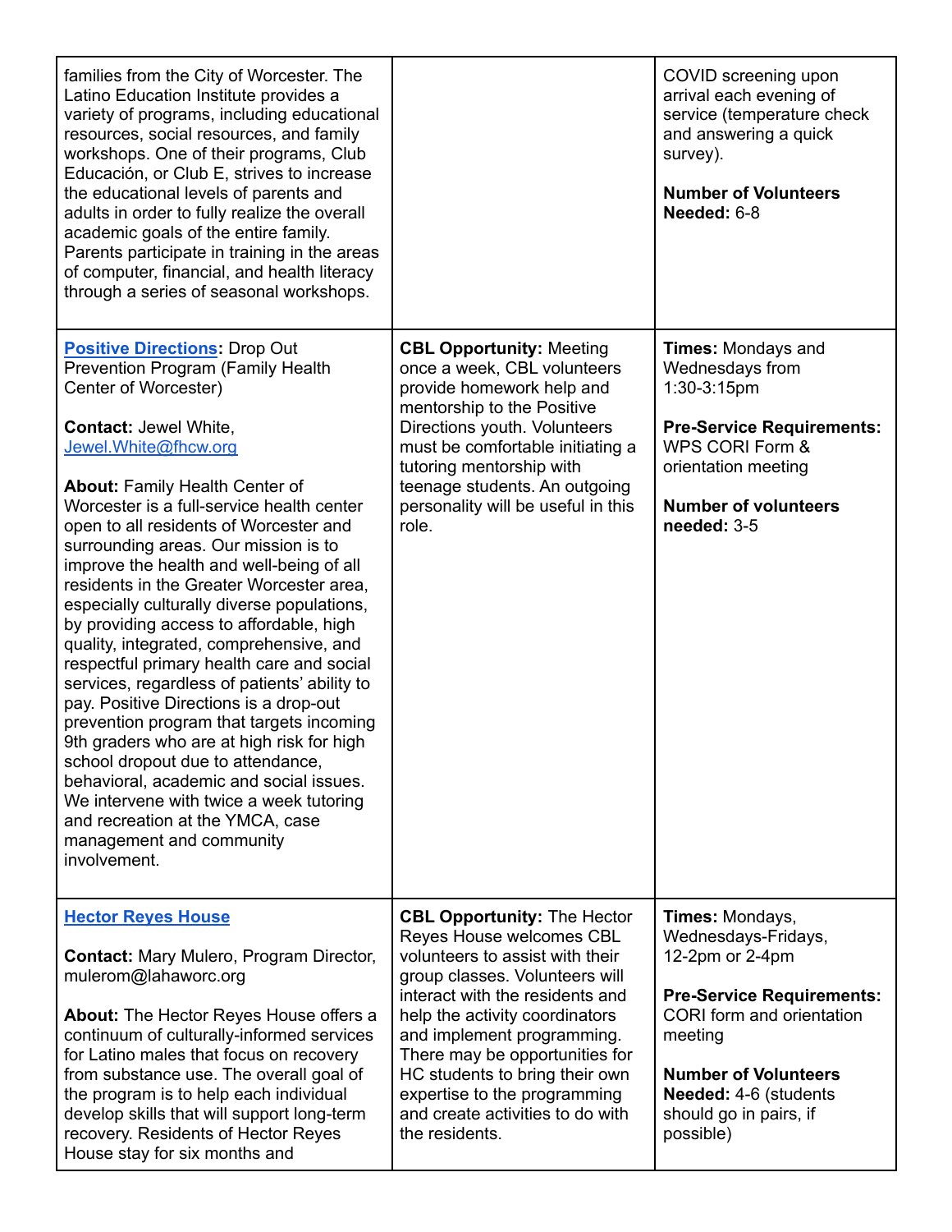| | | |
|---|---|---|
| families from the City of Worcester. The Latino Education Institute provides a variety of programs, including educational resources, social resources, and family workshops. One of their programs, Club Educación, or Club E, strives to increase the educational levels of parents and adults in order to fully realize the overall academic goals of the entire family. Parents participate in training in the areas of computer, financial, and health literacy through a series of seasonal workshops. | | COVID screening upon arrival each evening of service (temperature check and answering a quick survey).<br><br>**Number of Volunteers Needed:** 6-8 |
| **Positive Directions:** Drop Out Prevention Program (Family Health Center of Worcester)<br><br>**Contact:** Jewel White, Jewel.White@fhcw.org<br><br>**About:** Family Health Center of Worcester is a full-service health center open to all residents of Worcester and surrounding areas. Our mission is to improve the health and well-being of all residents in the Greater Worcester area, especially culturally diverse populations, by providing access to affordable, high quality, integrated, comprehensive, and respectful primary health care and social services, regardless of patients' ability to pay. Positive Directions is a drop-out prevention program that targets incoming 9th graders who are at high risk for high school dropout due to attendance, behavioral, academic and social issues. We intervene with twice a week tutoring and recreation at the YMCA, case management and community involvement. | **CBL Opportunity:** Meeting once a week, CBL volunteers provide homework help and mentorship to the Positive Directions youth. Volunteers must be comfortable initiating a tutoring mentorship with teenage students. An outgoing personality will be useful in this role. | **Times:** Mondays and Wednesdays from 1:30-3:15pm<br><br>**Pre-Service Requirements:** WPS CORI Form & orientation meeting<br><br>**Number of volunteers needed:** 3-5 |
| **Hector Reyes House**<br><br>**Contact:** Mary Mulero, Program Director, muleromr@lahaworc.org<br><br>**About:** The Hector Reyes House offers a continuum of culturally-informed services for Latino males that focus on recovery from substance use. The overall goal of the program is to help each individual develop skills that will support long-term recovery. Residents of Hector Reyes House stay for six months and | **CBL Opportunity:** The Hector Reyes House welcomes CBL volunteers to assist with their group classes. Volunteers will interact with the residents and help the activity coordinators and implement programming. There may be opportunities for HC students to bring their own expertise to the programming and create activities to do with the residents. | **Times:** Mondays, Wednesdays-Fridays, 12-2pm or 2-4pm<br><br>**Pre-Service Requirements:** CORI form and orientation meeting<br><br>**Number of Volunteers Needed:** 4-6 (students should go in pairs, if possible) |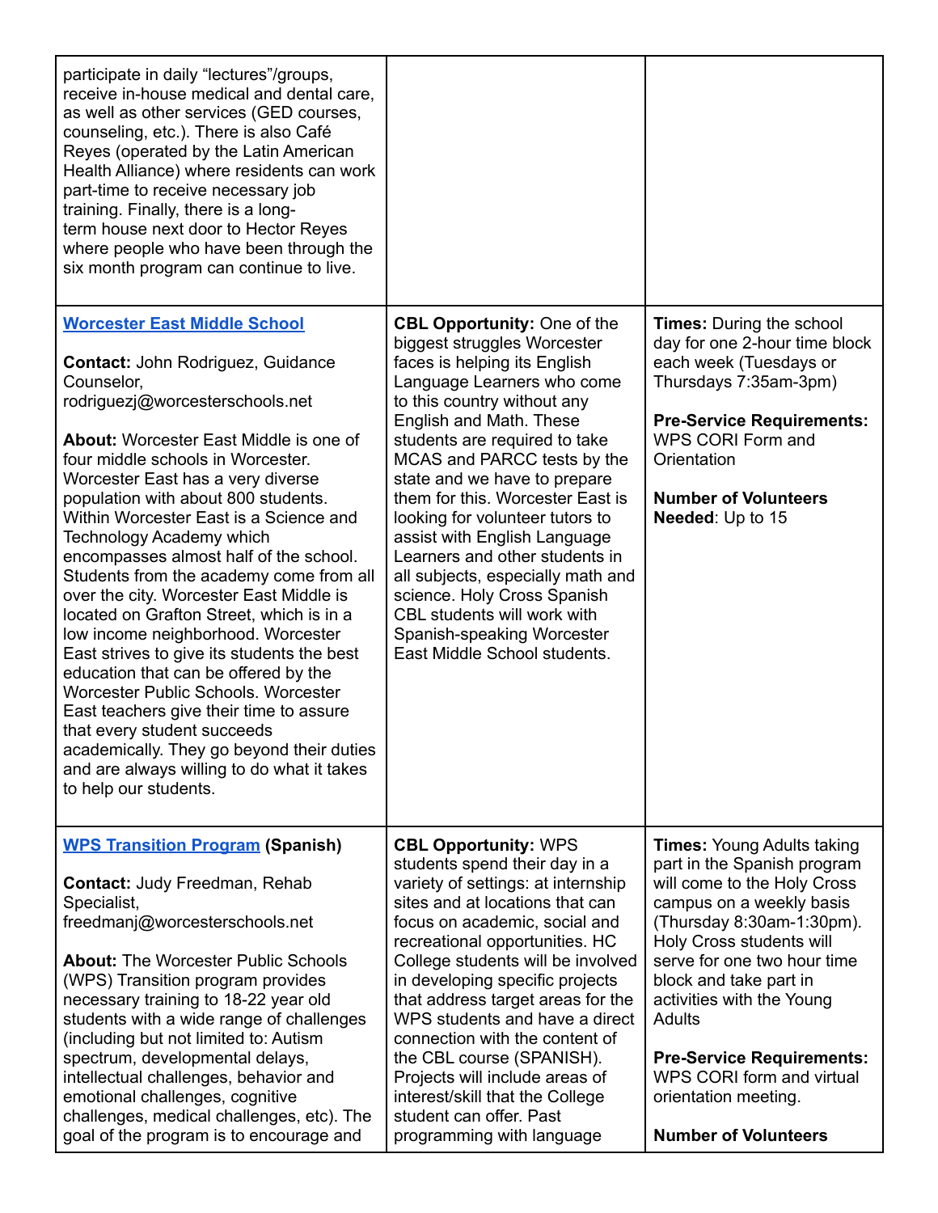| | | |
|---|---|---|
| participate in daily "lectures"/groups, receive in-house medical and dental care, as well as other services (GED courses, counseling, etc.). There is also Café Reyes (operated by the Latin American Health Alliance) where residents can work part-time to receive necessary job training. Finally, there is a long-term house next door to Hector Reyes where people who have been through the six month program can continue to live. | | |
| **Worcester East Middle School**<br><br>**Contact:** John Rodriguez, Guidance Counselor, rodriguezj@worcesterschools.net<br><br>**About:** Worcester East Middle is one of four middle schools in Worcester. Worcester East has a very diverse population with about 800 students. Within Worcester East is a Science and Technology Academy which encompasses almost half of the school. Students from the academy come from all over the city. Worcester East Middle is located on Grafton Street, which is in a low income neighborhood. Worcester East strives to give its students the best education that can be offered by the Worcester Public Schools. Worcester East teachers give their time to assure that every student succeeds academically. They go beyond their duties and are always willing to do what it takes to help our students. | **CBL Opportunity:** One of the biggest struggles Worcester faces is helping its English Language Learners who come to this country without any English and Math. These students are required to take MCAS and PARCC tests by the state and we have to prepare them for this. Worcester East is looking for volunteer tutors to assist with English Language Learners and other students in all subjects, especially math and science. Holy Cross Spanish CBL students will work with Spanish-speaking Worcester East Middle School students. | **Times:** During the school day for one 2-hour time block each week (Tuesdays or Thursdays 7:35am-3pm)<br><br>**Pre-Service Requirements:** WPS CORI Form and Orientation<br><br>**Number of Volunteers Needed**: Up to 15 |
| **WPS Transition Program** **(Spanish)**<br><br>**Contact:** Judy Freedman, Rehab Specialist, freedmanj@worcesterschools.net<br><br>**About:** The Worcester Public Schools (WPS) Transition program provides necessary training to 18-22 year old students with a wide range of challenges (including but not limited to: Autism spectrum, developmental delays, intellectual challenges, behavior and emotional challenges, cognitive challenges, medical challenges, etc). The goal of the program is to encourage and | **CBL Opportunity:** WPS students spend their day in a variety of settings: at internship sites and at locations that can focus on academic, social and recreational opportunities. HC College students will be involved in developing specific projects that address target areas for the WPS students and have a direct connection with the content of the CBL course (SPANISH). Projects will include areas of interest/skill that the College student can offer. Past programming with language | **Times:** Young Adults taking part in the Spanish program will come to the Holy Cross campus on a weekly basis (Thursday 8:30am-1:30pm). Holy Cross students will serve for one two hour time block and take part in activities with the Young Adults<br><br>**Pre-Service Requirements:** WPS CORI form and virtual orientation meeting.<br><br>**Number of Volunteers** |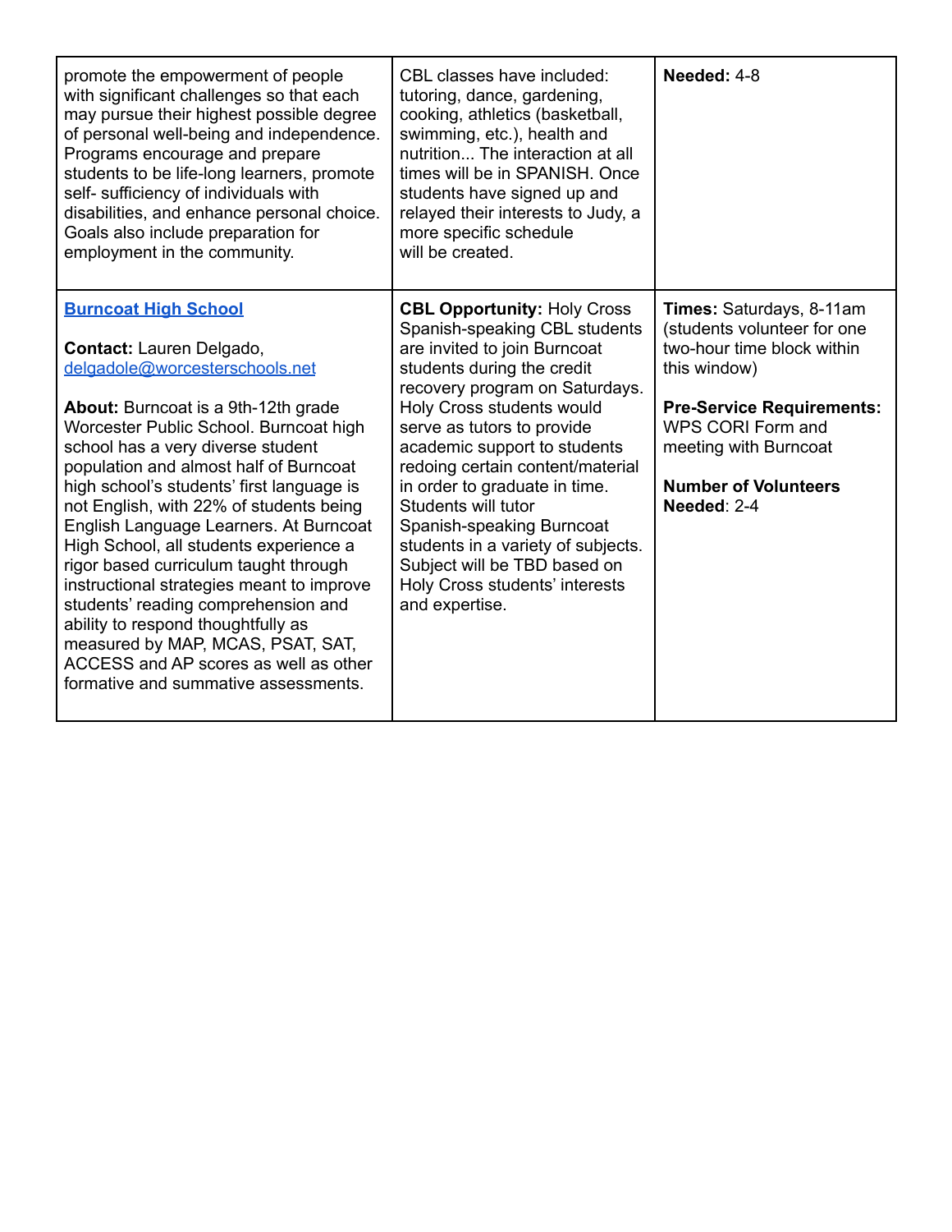| | | |
|---|---|---|
| promote the empowerment of people with significant challenges so that each may pursue their highest possible degree of personal well-being and independence. Programs encourage and prepare students to be life-long learners, promote self- sufficiency of individuals with disabilities, and enhance personal choice. Goals also include preparation for employment in the community. | CBL classes have included: tutoring, dance, gardening, cooking, athletics (basketball, swimming, etc.), health and nutrition... The interaction at all times will be in SPANISH. Once students have signed up and relayed their interests to Judy, a more specific schedule will be created. | **Needed:** 4-8 |
| **[Burncoat High School]()**<br><br>**Contact:** Lauren Delgado, [delgadole@worcesterschools.net](mailto:delgadole@worcesterschools.net)<br><br>**About:** Burncoat is a 9th-12th grade Worcester Public School. Burncoat high school has a very diverse student population and almost half of Burncoat high school's students' first language is not English, with 22% of students being English Language Learners. At Burncoat High School, all students experience a rigor based curriculum taught through instructional strategies meant to improve students' reading comprehension and ability to respond thoughtfully as measured by MAP, MCAS, PSAT, SAT, ACCESS and AP scores as well as other formative and summative assessments. | **CBL Opportunity:** Holy Cross Spanish-speaking CBL students are invited to join Burncoat students during the credit recovery program on Saturdays. Holy Cross students would serve as tutors to provide academic support to students redoing certain content/material in order to graduate in time. Students will tutor Spanish-speaking Burncoat students in a variety of subjects. Subject will be TBD based on Holy Cross students' interests and expertise. | **Times:** Saturdays, 8-11am (students volunteer for one two-hour time block within this window)<br><br>**Pre-Service Requirements:** WPS CORI Form and meeting with Burncoat<br><br>**Number of Volunteers Needed**: 2-4 |